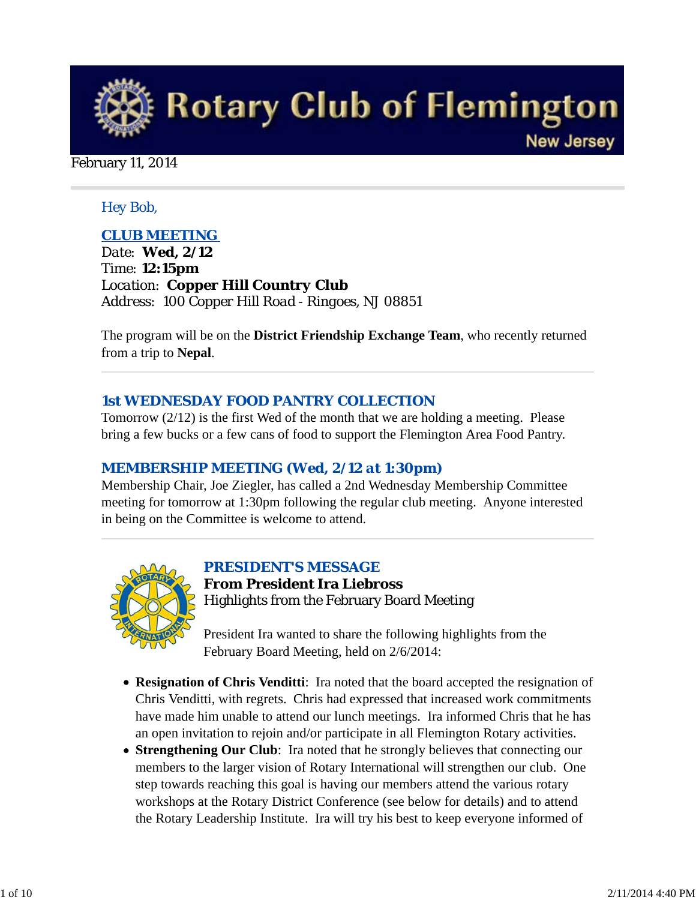# Rotary Club of Flemington

New Jersey

February 11, 2014

Hey Bob,

## CLUB MEETING

Date: **Wed, 2/12**
Time: **12:15pm**
Location: **Copper Hill Country Club**
Address: 100 Copper Hill Road - Ringoes, NJ 08851

The program will be on the **District Friendship Exchange Team**, who recently returned from a trip to **Nepal**.

---

## 1st WEDNESDAY FOOD PANTRY COLLECTION

Tomorrow (2/12) is the first Wed of the month that we are holding a meeting. Please bring a few bucks or a few cans of food to support the Flemington Area Food Pantry.

## MEMBERSHIP MEETING (Wed, 2/12 at 1:30pm)

Membership Chair, Joe Ziegler, has called a 2nd Wednesday Membership Committee meeting for tomorrow at 1:30pm following the regular club meeting. Anyone interested in being on the Committee is welcome to attend.

---

## PRESIDENT'S MESSAGE

**From President Ira Liebross**

Highlights from the February Board Meeting

President Ira wanted to share the following highlights from the February Board Meeting, held on 2/6/2014:

- **Resignation of Chris Venditti**: Ira noted that the board accepted the resignation of Chris Venditti, with regrets. Chris had expressed that increased work commitments have made him unable to attend our lunch meetings. Ira informed Chris that he has an open invitation to rejoin and/or participate in all Flemington Rotary activities.
- **Strengthening Our Club**: Ira noted that he strongly believes that connecting our members to the larger vision of Rotary International will strengthen our club. One step towards reaching this goal is having our members attend the various rotary workshops at the Rotary District Conference (see below for details) and to attend the Rotary Leadership Institute. Ira will try his best to keep everyone informed of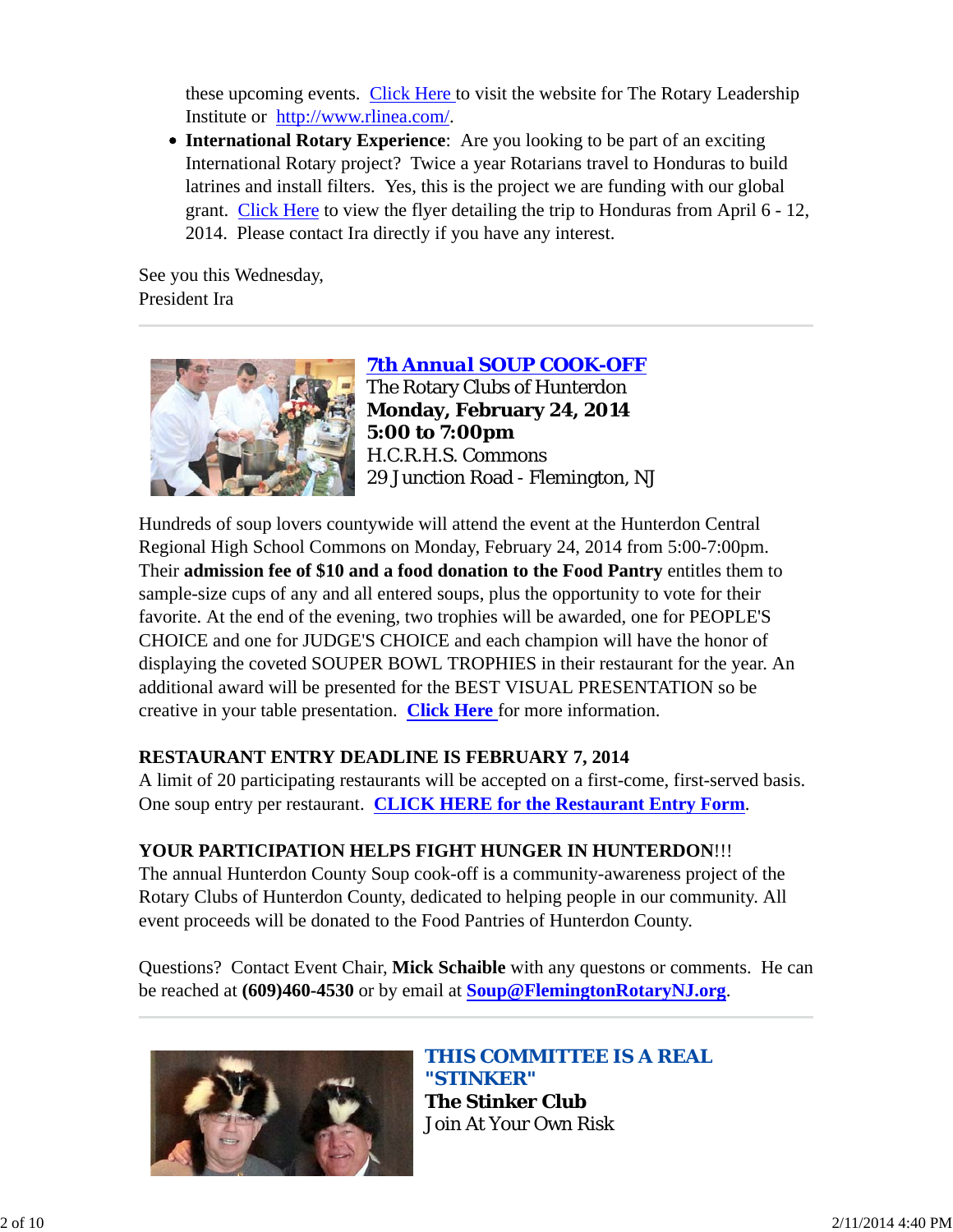these upcoming events. Click Here to visit the website for The Rotary Leadership Institute or http://www.rlinea.com/.

- **International Rotary Experience**: Are you looking to be part of an exciting International Rotary project? Twice a year Rotarians travel to Honduras to build latrines and install filters. Yes, this is the project we are funding with our global grant. Click Here to view the flyer detailing the trip to Honduras from April 6 - 12, 2014. Please contact Ira directly if you have any interest.

See you this Wednesday,
President Ira

---

## 7th Annual SOUP COOK-OFF

The Rotary Clubs of Hunterdon
**Monday, February 24, 2014**
**5:00 to 7:00pm**
H.C.R.H.S. Commons
29 Junction Road - Flemington, NJ

Hundreds of soup lovers countywide will attend the event at the Hunterdon Central Regional High School Commons on Monday, February 24, 2014 from 5:00-7:00pm. Their **admission fee of $10 and a food donation to the Food Pantry** entitles them to sample-size cups of any and all entered soups, plus the opportunity to vote for their favorite. At the end of the evening, two trophies will be awarded, one for PEOPLE'S CHOICE and one for JUDGE'S CHOICE and each champion will have the honor of displaying the coveted SOUPER BOWL TROPHIES in their restaurant for the year. An additional award will be presented for the BEST VISUAL PRESENTATION so be creative in your table presentation. **Click Here** for more information.

**RESTAURANT ENTRY DEADLINE IS FEBRUARY 7, 2014**
A limit of 20 participating restaurants will be accepted on a first-come, first-served basis. One soup entry per restaurant. **CLICK HERE for the Restaurant Entry Form**.

**YOUR PARTICIPATION HELPS FIGHT HUNGER IN HUNTERDON**!!!
The annual Hunterdon County Soup cook-off is a community-awareness project of the Rotary Clubs of Hunterdon County, dedicated to helping people in our community. All event proceeds will be donated to the Food Pantries of Hunterdon County.

Questions? Contact Event Chair, **Mick Schaible** with any questons or comments. He can be reached at **(609)460-4530** or by email at **Soup@FlemingtonRotaryNJ.org**.

---

## THIS COMMITTEE IS A REAL "STINKER"

**The Stinker Club**
Join At Your Own Risk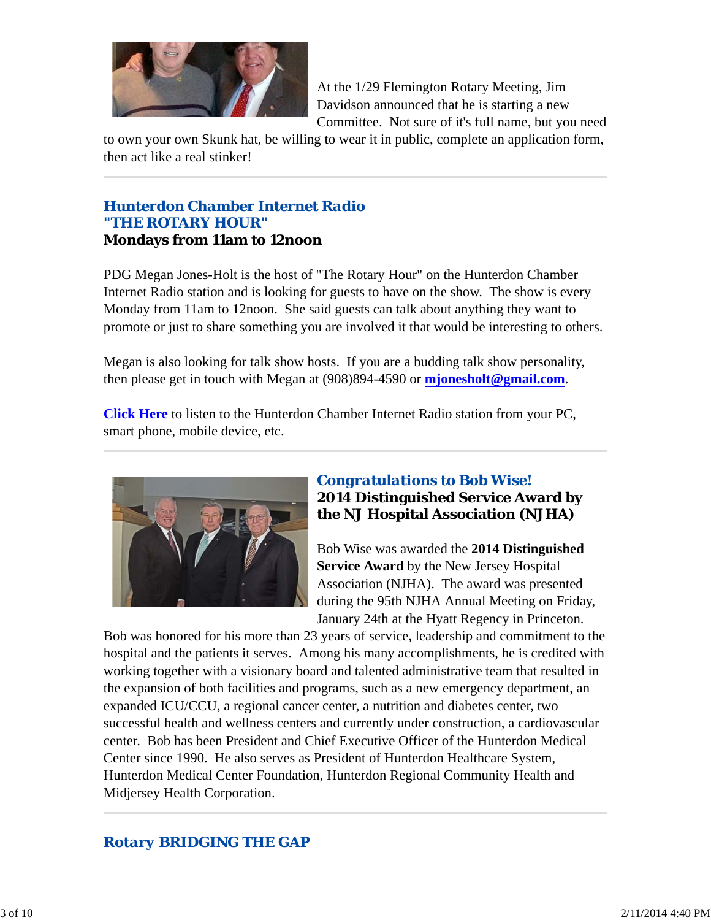At the 1/29 Flemington Rotary Meeting, Jim Davidson announced that he is starting a new Committee. Not sure of it's full name, but you need to own your own Skunk hat, be willing to wear it in public, complete an application form, then act like a real stinker!

---

## Hunterdon Chamber Internet Radio
## "THE ROTARY HOUR"
### Mondays from 11am to 12noon

PDG Megan Jones-Holt is the host of "The Rotary Hour" on the Hunterdon Chamber Internet Radio station and is looking for guests to have on the show. The show is every Monday from 11am to 12noon. She said guests can talk about anything they want to promote or just to share something you are involved it that would be interesting to others.

Megan is also looking for talk show hosts. If you are a budding talk show personality, then please get in touch with Megan at (908)894-4590 or **mjonesholt@gmail.com**.

**Click Here** to listen to the Hunterdon Chamber Internet Radio station from your PC, smart phone, mobile device, etc.

---

## Congratulations to Bob Wise!
### 2014 Distinguished Service Award by the NJ Hospital Association (NJHA)

Bob Wise was awarded the **2014 Distinguished Service Award** by the New Jersey Hospital Association (NJHA). The award was presented during the 95th NJHA Annual Meeting on Friday, January 24th at the Hyatt Regency in Princeton. Bob was honored for his more than 23 years of service, leadership and commitment to the hospital and the patients it serves. Among his many accomplishments, he is credited with working together with a visionary board and talented administrative team that resulted in the expansion of both facilities and programs, such as a new emergency department, an expanded ICU/CCU, a regional cancer center, a nutrition and diabetes center, two successful health and wellness centers and currently under construction, a cardiovascular center. Bob has been President and Chief Executive Officer of the Hunterdon Medical Center since 1990. He also serves as President of Hunterdon Healthcare System, Hunterdon Medical Center Foundation, Hunterdon Regional Community Health and Midjersey Health Corporation.

---

## Rotary BRIDGING THE GAP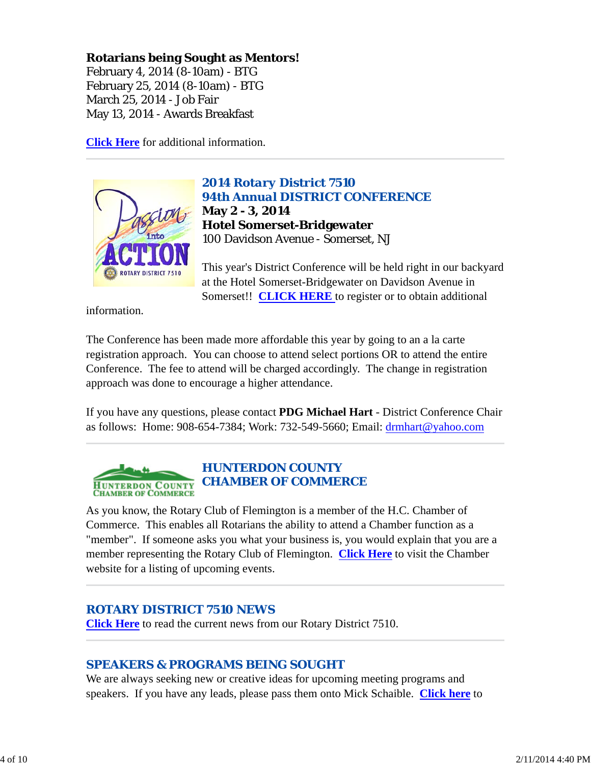**Rotarians being Sought as Mentors!**
February 4, 2014 (8-10am) - BTG
February 25, 2014 (8-10am) - BTG
March 25, 2014 - Job Fair
May 13, 2014 - Awards Breakfast

**Click Here** for additional information.

---

## 2014 Rotary District 7510
## 94th Annual DISTRICT CONFERENCE

**May 2 - 3, 2014**
**Hotel Somerset-Bridgewater**
100 Davidson Avenue - Somerset, NJ

This year's District Conference will be held right in our backyard at the Hotel Somerset-Bridgewater on Davidson Avenue in Somerset!! **CLICK HERE** to register or to obtain additional information.

The Conference has been made more affordable this year by going to an a la carte registration approach. You can choose to attend select portions OR to attend the entire Conference. The fee to attend will be charged accordingly. The change in registration approach was done to encourage a higher attendance.

If you have any questions, please contact **PDG Michael Hart** - District Conference Chair as follows: Home: 908-654-7384; Work: 732-549-5660; Email: drmhart@yahoo.com

---

## HUNTERDON COUNTY CHAMBER OF COMMERCE

As you know, the Rotary Club of Flemington is a member of the H.C. Chamber of Commerce. This enables all Rotarians the ability to attend a Chamber function as a "member". If someone asks you what your business is, you would explain that you are a member representing the Rotary Club of Flemington. **Click Here** to visit the Chamber website for a listing of upcoming events.

---

## ROTARY DISTRICT 7510 NEWS

**Click Here** to read the current news from our Rotary District 7510.

---

## SPEAKERS & PROGRAMS BEING SOUGHT

We are always seeking new or creative ideas for upcoming meeting programs and speakers. If you have any leads, please pass them onto Mick Schaible. **Click here** to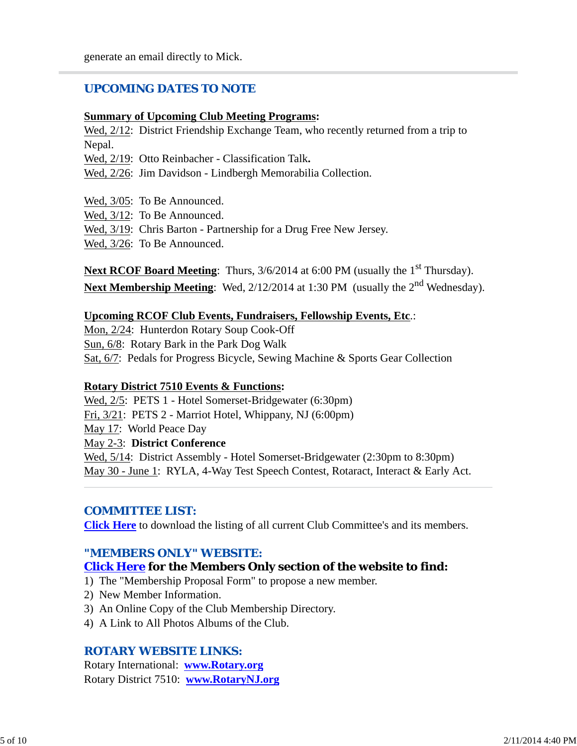generate an email directly to Mick.

## UPCOMING DATES TO NOTE

**Summary of Upcoming Club Meeting Programs:**

Wed, 2/12: District Friendship Exchange Team, who recently returned from a trip to Nepal.
Wed, 2/19: Otto Reinbacher - Classification Talk**.**
Wed, 2/26: Jim Davidson - Lindbergh Memorabilia Collection.

Wed, 3/05: To Be Announced.
Wed, 3/12: To Be Announced.
Wed, 3/19: Chris Barton - Partnership for a Drug Free New Jersey.
Wed, 3/26: To Be Announced.

**Next RCOF Board Meeting**: Thurs, 3/6/2014 at 6:00 PM (usually the 1st Thursday).
**Next Membership Meeting**: Wed, 2/12/2014 at 1:30 PM (usually the 2nd Wednesday).

**Upcoming RCOF Club Events, Fundraisers, Fellowship Events, Etc.:**

Mon, 2/24: Hunterdon Rotary Soup Cook-Off
Sun, 6/8: Rotary Bark in the Park Dog Walk
Sat, 6/7: Pedals for Progress Bicycle, Sewing Machine & Sports Gear Collection

**Rotary District 7510 Events & Functions:**

Wed, 2/5: PETS 1 - Hotel Somerset-Bridgewater (6:30pm)
Fri, 3/21: PETS 2 - Marriot Hotel, Whippany, NJ (6:00pm)
May 17: World Peace Day
May 2-3: **District Conference**
Wed, 5/14: District Assembly - Hotel Somerset-Bridgewater (2:30pm to 8:30pm)
May 30 - June 1: RYLA, 4-Way Test Speech Contest, Rotaract, Interact & Early Act.

## COMMITTEE LIST:

**Click Here** to download the listing of all current Club Committee's and its members.

## "MEMBERS ONLY" WEBSITE:

**Click Here for the Members Only section of the website to find:**

1) The "Membership Proposal Form" to propose a new member.
2) New Member Information.
3) An Online Copy of the Club Membership Directory.
4) A Link to All Photos Albums of the Club.

## ROTARY WEBSITE LINKS:

Rotary International: **www.Rotary.org**
Rotary District 7510: **www.RotaryNJ.org**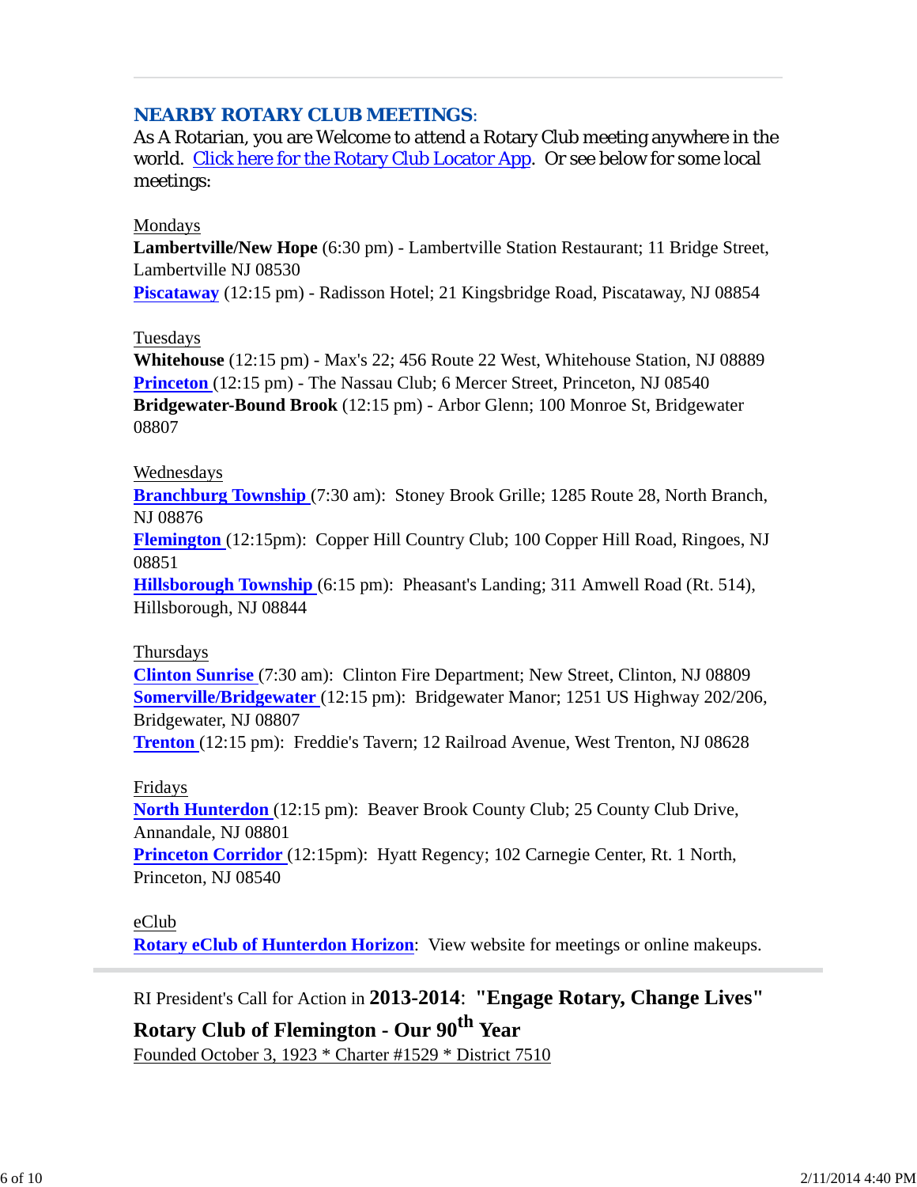## NEARBY ROTARY CLUB MEETINGS:

As A Rotarian, you are Welcome to attend a Rotary Club meeting anywhere in the world. Click here for the Rotary Club Locator App. Or see below for some local meetings:

Mondays

**Lambertville/New Hope** (6:30 pm) - Lambertville Station Restaurant; 11 Bridge Street, Lambertville NJ 08530

**Piscataway** (12:15 pm) - Radisson Hotel; 21 Kingsbridge Road, Piscataway, NJ 08854

Tuesdays

**Whitehouse** (12:15 pm) - Max's 22; 456 Route 22 West, Whitehouse Station, NJ 08889

**Princeton** (12:15 pm) - The Nassau Club; 6 Mercer Street, Princeton, NJ 08540

**Bridgewater-Bound Brook** (12:15 pm) - Arbor Glenn; 100 Monroe St, Bridgewater 08807

Wednesdays

**Branchburg Township** (7:30 am): Stoney Brook Grille; 1285 Route 28, North Branch, NJ 08876

**Flemington** (12:15pm): Copper Hill Country Club; 100 Copper Hill Road, Ringoes, NJ 08851

**Hillsborough Township** (6:15 pm): Pheasant's Landing; 311 Amwell Road (Rt. 514), Hillsborough, NJ 08844

Thursdays

**Clinton Sunrise** (7:30 am): Clinton Fire Department; New Street, Clinton, NJ 08809

**Somerville/Bridgewater** (12:15 pm): Bridgewater Manor; 1251 US Highway 202/206, Bridgewater, NJ 08807

**Trenton** (12:15 pm): Freddie's Tavern; 12 Railroad Avenue, West Trenton, NJ 08628

Fridays

**North Hunterdon** (12:15 pm): Beaver Brook County Club; 25 County Club Drive, Annandale, NJ 08801

**Princeton Corridor** (12:15pm): Hyatt Regency; 102 Carnegie Center, Rt. 1 North, Princeton, NJ 08540

eClub

**Rotary eClub of Hunterdon Horizon**: View website for meetings or online makeups.

---

RI President's Call for Action in **2013-2014**: **"Engage Rotary, Change Lives"**

**Rotary Club of Flemington - Our 90th Year**

Founded October 3, 1923 * Charter #1529 * District 7510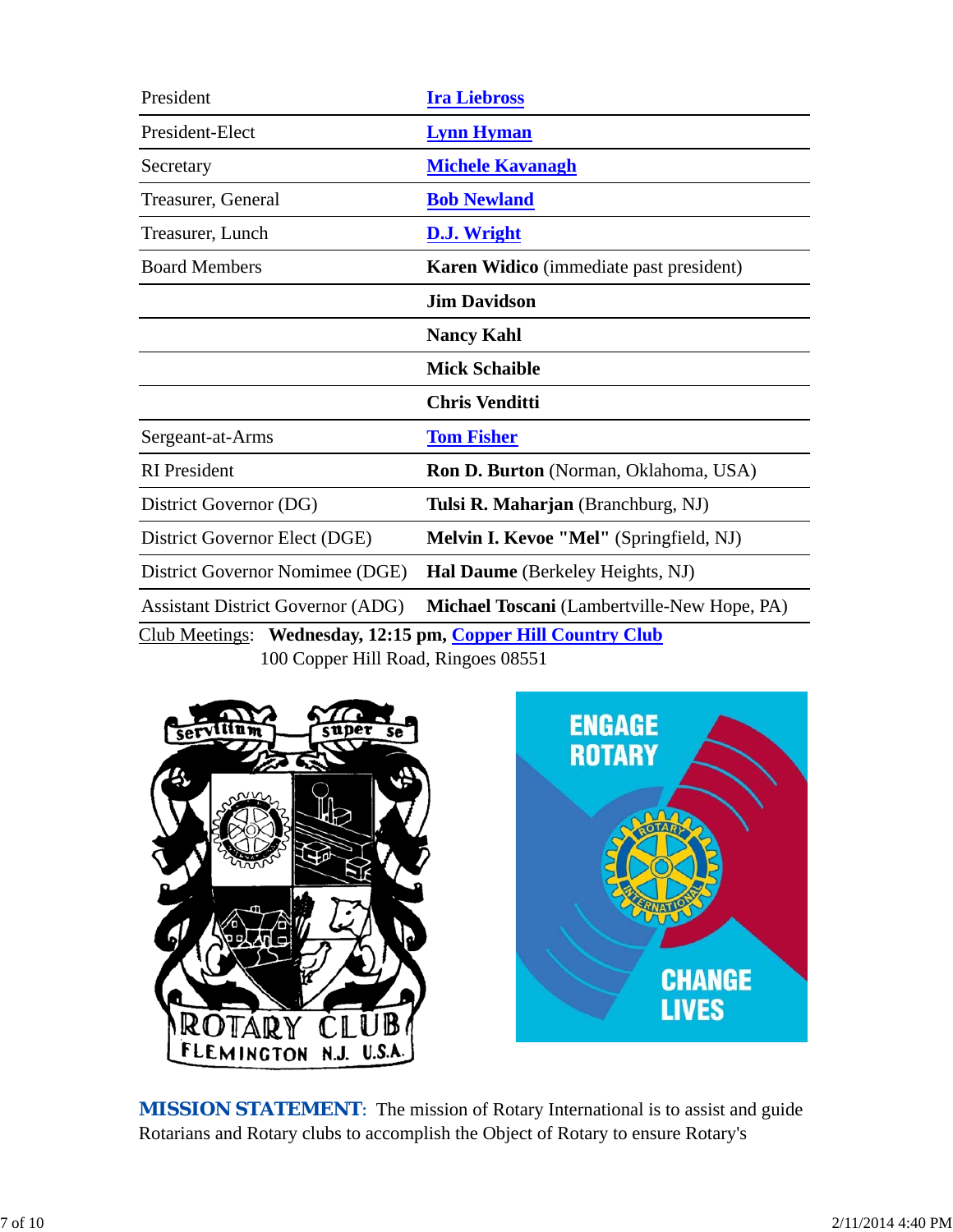| | |
|---|---|
| President | **Ira Liebross** |
| President-Elect | **Lynn Hyman** |
| Secretary | **Michele Kavanagh** |
| Treasurer, General | **Bob Newland** |
| Treasurer, Lunch | **D.J. Wright** |
| Board Members | **Karen Widico** (immediate past president) |
| | **Jim Davidson** |
| | **Nancy Kahl** |
| | **Mick Schaible** |
| | **Chris Venditti** |
| Sergeant-at-Arms | **Tom Fisher** |
| RI President | **Ron D. Burton** (Norman, Oklahoma, USA) |
| District Governor (DG) | **Tulsi R. Maharjan** (Branchburg, NJ) |
| District Governor Elect (DGE) | **Melvin I. Kevoe "Mel"** (Springfield, NJ) |
| District Governor Nomimee (DGE) | **Hal Daume** (Berkeley Heights, NJ) |
| Assistant District Governor (ADG) | **Michael Toscani** (Lambertville-New Hope, PA) |

Club Meetings: **Wednesday, 12:15 pm, Copper Hill Country Club**
100 Copper Hill Road, Ringoes 08551

**MISSION STATEMENT**: The mission of Rotary International is to assist and guide Rotarians and Rotary clubs to accomplish the Object of Rotary to ensure Rotary's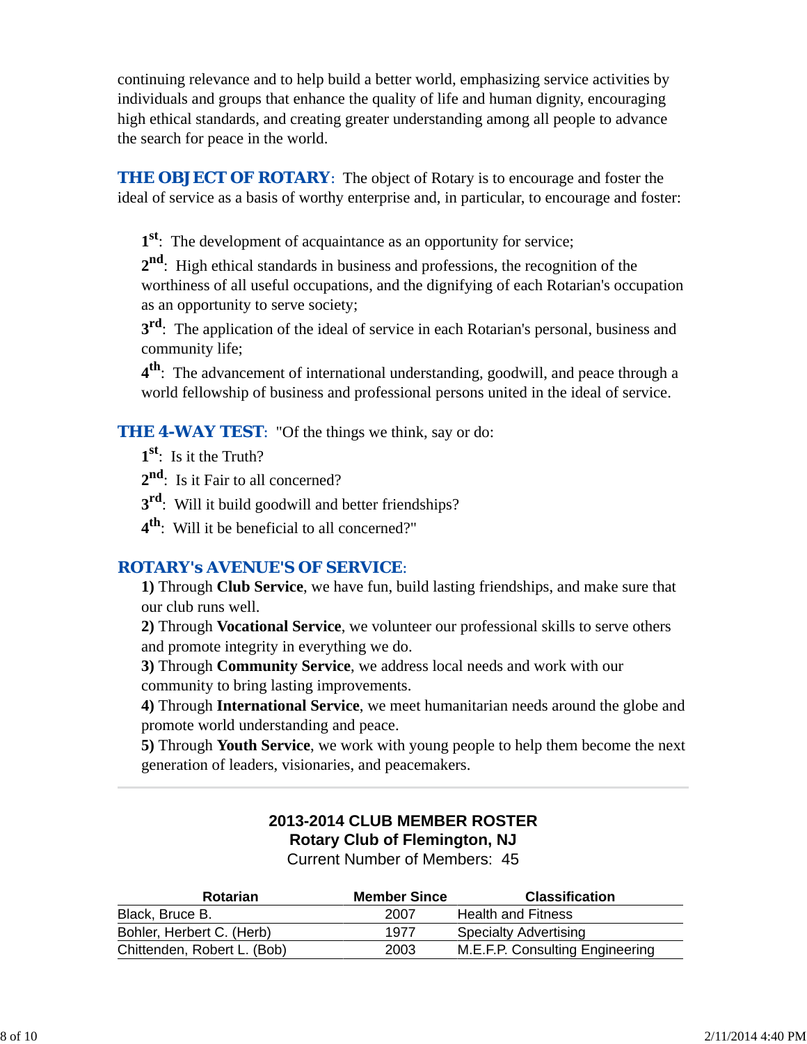continuing relevance and to help build a better world, emphasizing service activities by individuals and groups that enhance the quality of life and human dignity, encouraging high ethical standards, and creating greater understanding among all people to advance the search for peace in the world.

**THE OBJECT OF ROTARY**: The object of Rotary is to encourage and foster the ideal of service as a basis of worthy enterprise and, in particular, to encourage and foster:

**1st**: The development of acquaintance as an opportunity for service;

**2nd**: High ethical standards in business and professions, the recognition of the worthiness of all useful occupations, and the dignifying of each Rotarian's occupation as an opportunity to serve society;

**3rd**: The application of the ideal of service in each Rotarian's personal, business and community life;

**4th**: The advancement of international understanding, goodwill, and peace through a world fellowship of business and professional persons united in the ideal of service.

**THE 4-WAY TEST**: "Of the things we think, say or do:

**1st**: Is it the Truth?

**2nd**: Is it Fair to all concerned?

**3rd**: Will it build goodwill and better friendships?

**4th**: Will it be beneficial to all concerned?"

**ROTARY's AVENUE'S OF SERVICE**:

**1)** Through **Club Service**, we have fun, build lasting friendships, and make sure that our club runs well.

**2)** Through **Vocational Service**, we volunteer our professional skills to serve others and promote integrity in everything we do.

**3)** Through **Community Service**, we address local needs and work with our community to bring lasting improvements.

**4)** Through **International Service**, we meet humanitarian needs around the globe and promote world understanding and peace.

**5)** Through **Youth Service**, we work with young people to help them become the next generation of leaders, visionaries, and peacemakers.

---

**2013-2014 CLUB MEMBER ROSTER**
**Rotary Club of Flemington, NJ**
Current Number of Members: 45

| Rotarian | Member Since | Classification |
|---|---|---|
| Black, Bruce B. | 2007 | Health and Fitness |
| Bohler, Herbert C. (Herb) | 1977 | Specialty Advertising |
| Chittenden, Robert L. (Bob) | 2003 | M.E.F.P. Consulting Engineering |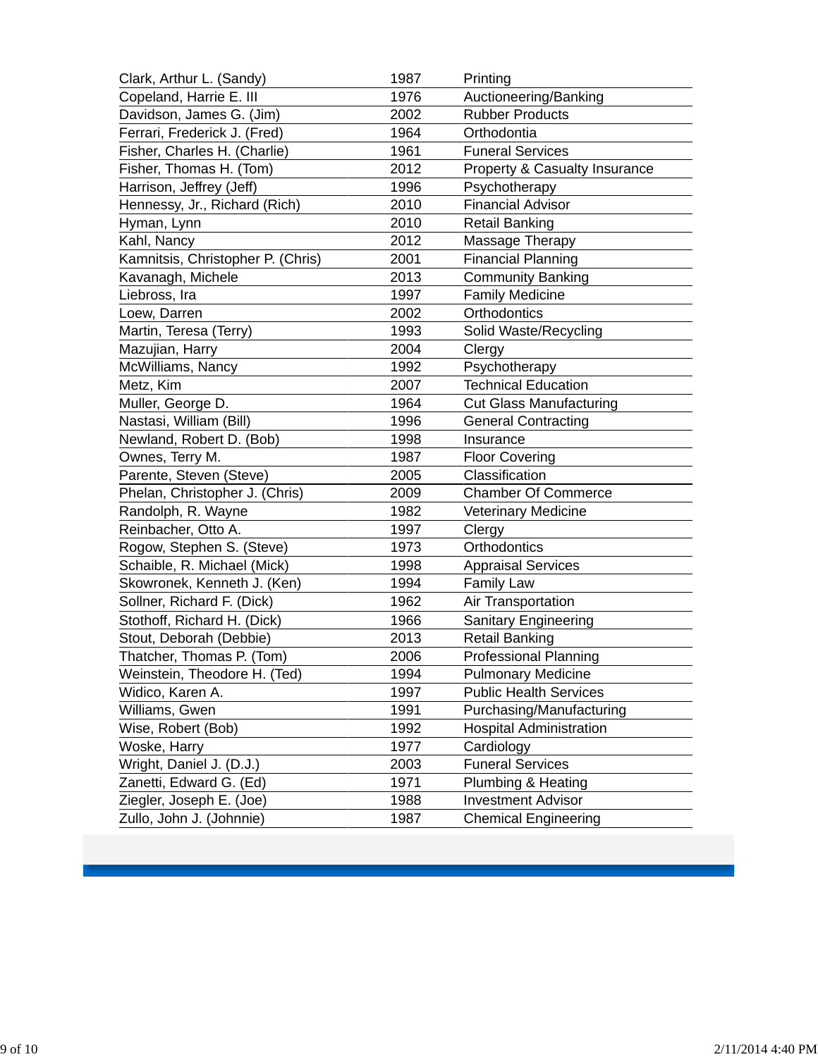| | | |
|---|---|---|
| Clark, Arthur L. (Sandy) | 1987 | Printing |
| Copeland, Harrie E. III | 1976 | Auctioneering/Banking |
| Davidson, James G. (Jim) | 2002 | Rubber Products |
| Ferrari, Frederick J. (Fred) | 1964 | Orthodontia |
| Fisher, Charles H. (Charlie) | 1961 | Funeral Services |
| Fisher, Thomas H. (Tom) | 2012 | Property & Casualty Insurance |
| Harrison, Jeffrey (Jeff) | 1996 | Psychotherapy |
| Hennessy, Jr., Richard (Rich) | 2010 | Financial Advisor |
| Hyman, Lynn | 2010 | Retail Banking |
| Kahl, Nancy | 2012 | Massage Therapy |
| Kamnitsis, Christopher P. (Chris) | 2001 | Financial Planning |
| Kavanagh, Michele | 2013 | Community Banking |
| Liebross, Ira | 1997 | Family Medicine |
| Loew, Darren | 2002 | Orthodontics |
| Martin, Teresa (Terry) | 1993 | Solid Waste/Recycling |
| Mazujian, Harry | 2004 | Clergy |
| McWilliams, Nancy | 1992 | Psychotherapy |
| Metz, Kim | 2007 | Technical Education |
| Muller, George D. | 1964 | Cut Glass Manufacturing |
| Nastasi, William (Bill) | 1996 | General Contracting |
| Newland, Robert D. (Bob) | 1998 | Insurance |
| Ownes, Terry M. | 1987 | Floor Covering |
| Parente, Steven (Steve) | 2005 | Classification |
| Phelan, Christopher J. (Chris) | 2009 | Chamber Of Commerce |
| Randolph, R. Wayne | 1982 | Veterinary Medicine |
| Reinbacher, Otto A. | 1997 | Clergy |
| Rogow, Stephen S. (Steve) | 1973 | Orthodontics |
| Schaible, R. Michael (Mick) | 1998 | Appraisal Services |
| Skowronek, Kenneth J. (Ken) | 1994 | Family Law |
| Sollner, Richard F. (Dick) | 1962 | Air Transportation |
| Stothoff, Richard H. (Dick) | 1966 | Sanitary Engineering |
| Stout, Deborah (Debbie) | 2013 | Retail Banking |
| Thatcher, Thomas P. (Tom) | 2006 | Professional Planning |
| Weinstein, Theodore H. (Ted) | 1994 | Pulmonary Medicine |
| Widico, Karen A. | 1997 | Public Health Services |
| Williams, Gwen | 1991 | Purchasing/Manufacturing |
| Wise, Robert (Bob) | 1992 | Hospital Administration |
| Woske, Harry | 1977 | Cardiology |
| Wright, Daniel J. (D.J.) | 2003 | Funeral Services |
| Zanetti, Edward G. (Ed) | 1971 | Plumbing & Heating |
| Ziegler, Joseph E. (Joe) | 1988 | Investment Advisor |
| Zullo, John J. (Johnnie) | 1987 | Chemical Engineering |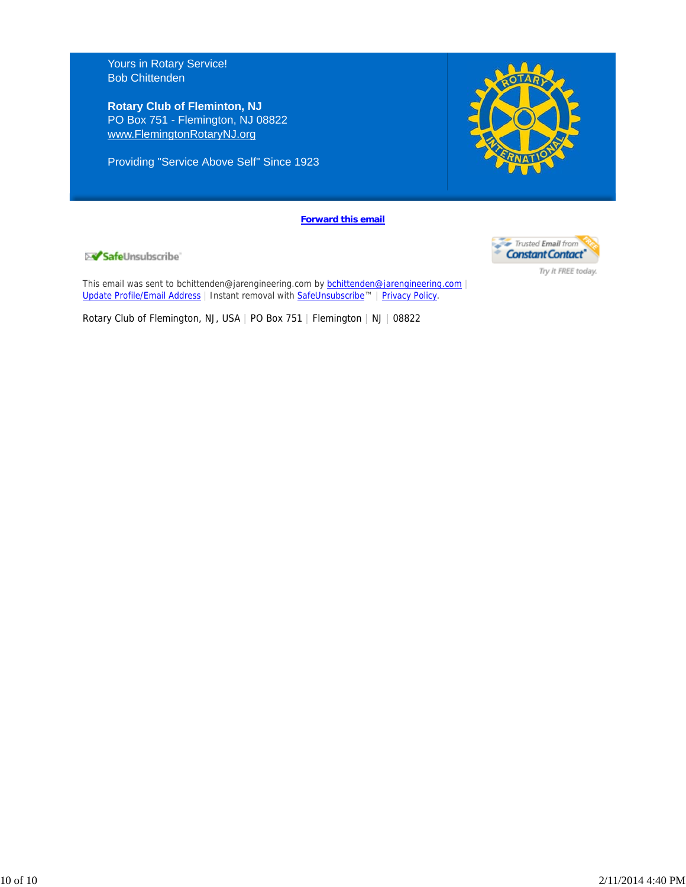Yours in Rotary Service!
Bob Chittenden

**Rotary Club of Fleminton, NJ**
PO Box 751 - Flemington, NJ 08822
www.FlemingtonRotaryNJ.org

Providing "Service Above Self" Since 1923

**Forward this email**

SafeUnsubscribe®

Trusted Email from Constant Contact®
Try it FREE today.

This email was sent to bchittenden@jarengineering.com by bchittenden@jarengineering.com | Update Profile/Email Address | Instant removal with SafeUnsubscribe™ | Privacy Policy.

Rotary Club of Flemington, NJ, USA | PO Box 751 | Flemington | NJ | 08822